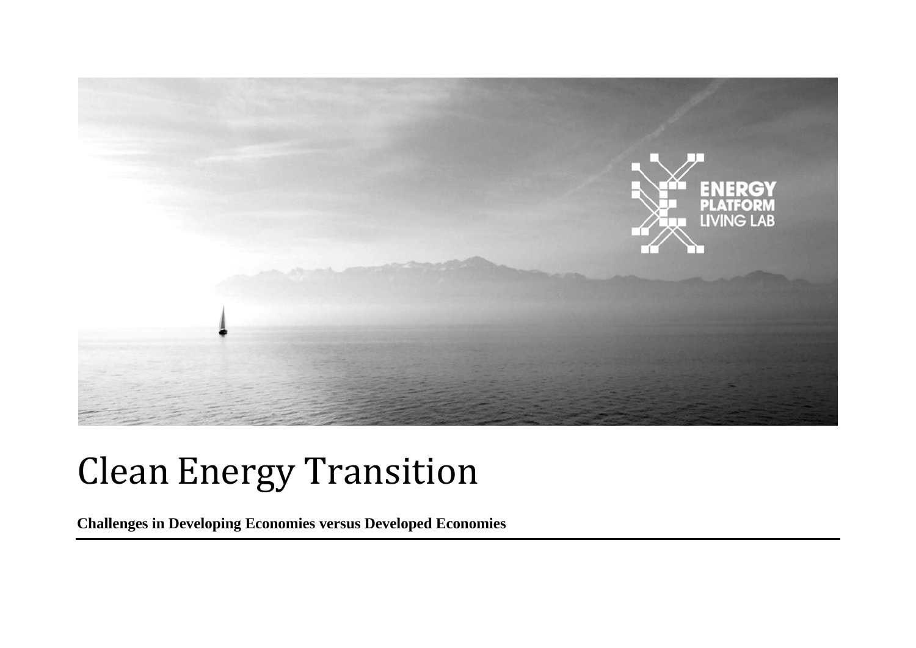# Clean Energy Transition

**Challenges in Developing Economies versus Developed Economies**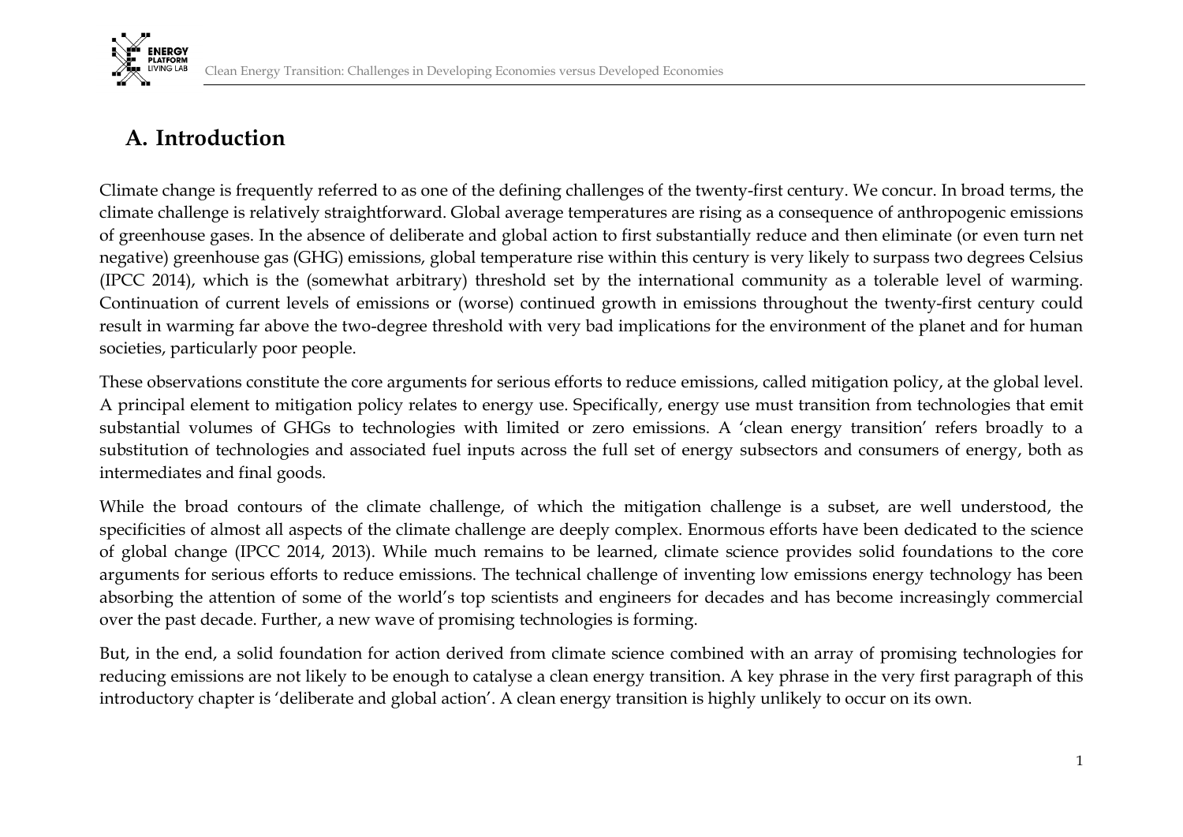## A. Introduction

Climate change is frequently referred to as one of the defining challenges of the twenty-first century. We concur. In broad terms, the climate challenge is relatively straightforward. Global average temperatures are rising as a consequence of anthropogenic emissions of greenhouse gases. In the absence of deliberate and global action to first substantially reduce and then eliminate (or even turn net negative) greenhouse gas (GHG) emissions, global temperature rise within this century is very likely to surpass two degrees Celsius (IPCC 2014), which is the (somewhat arbitrary) threshold set by the international community as a tolerable level of warming. Continuation of current levels of emissions or (worse) continued growth in emissions throughout the twenty-first century could result in warming far above the two-degree threshold with very bad implications for the environment of the planet and for human societies, particularly poor people.

These observations constitute the core arguments for serious efforts to reduce emissions, called mitigation policy, at the global level. A principal element to mitigation policy relates to energy use. Specifically, energy use must transition from technologies that emit substantial volumes of GHGs to technologies with limited or zero emissions. A 'clean energy transition' refers broadly to a substitution of technologies and associated fuel inputs across the full set of energy subsectors and consumers of energy, both as intermediates and final goods.

While the broad contours of the climate challenge, of which the mitigation challenge is a subset, are well understood, the specificities of almost all aspects of the climate challenge are deeply complex. Enormous efforts have been dedicated to the science of global change (IPCC 2014, 2013). While much remains to be learned, climate science provides solid foundations to the core arguments for serious efforts to reduce emissions. The technical challenge of inventing low emissions energy technology has been absorbing the attention of some of the world's top scientists and engineers for decades and has become increasingly commercial over the past decade. Further, a new wave of promising technologies is forming.

But, in the end, a solid foundation for action derived from climate science combined with an array of promising technologies for reducing emissions are not likely to be enough to catalyse a clean energy transition. A key phrase in the very first paragraph of this introductory chapter is 'deliberate and global action'. A clean energy transition is highly unlikely to occur on its own.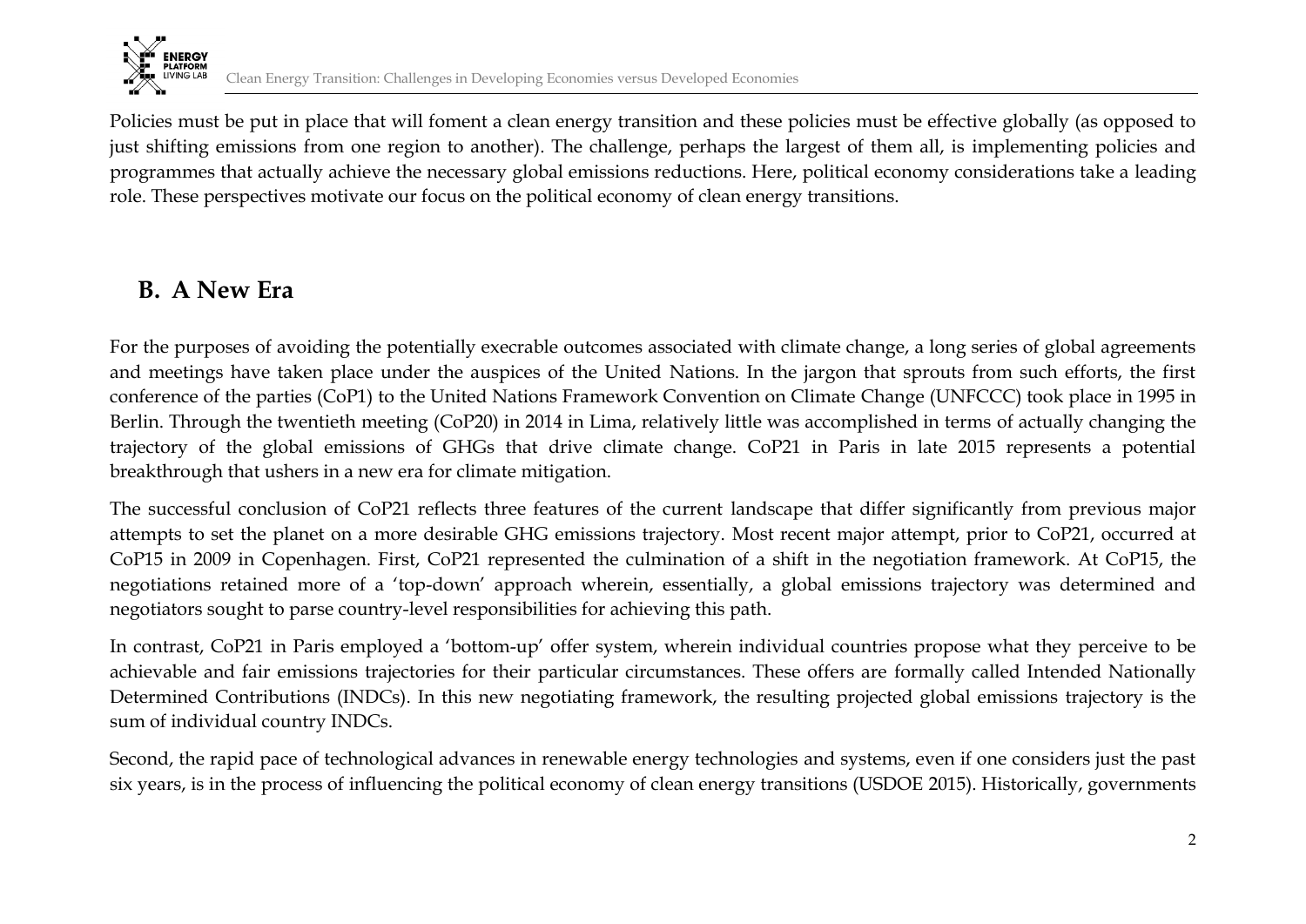Policies must be put in place that will foment a clean energy transition and these policies must be effective globally (as opposed to just shifting emissions from one region to another). The challenge, perhaps the largest of them all, is implementing policies and programmes that actually achieve the necessary global emissions reductions. Here, political economy considerations take a leading role. These perspectives motivate our focus on the political economy of clean energy transitions.

## B. A New Era

For the purposes of avoiding the potentially execrable outcomes associated with climate change, a long series of global agreements and meetings have taken place under the auspices of the United Nations. In the jargon that sprouts from such efforts, the first conference of the parties (CoP1) to the United Nations Framework Convention on Climate Change (UNFCCC) took place in 1995 in Berlin. Through the twentieth meeting (CoP20) in 2014 in Lima, relatively little was accomplished in terms of actually changing the trajectory of the global emissions of GHGs that drive climate change. CoP21 in Paris in late 2015 represents a potential breakthrough that ushers in a new era for climate mitigation.

The successful conclusion of CoP21 reflects three features of the current landscape that differ significantly from previous major attempts to set the planet on a more desirable GHG emissions trajectory. Most recent major attempt, prior to CoP21, occurred at CoP15 in 2009 in Copenhagen. First, CoP21 represented the culmination of a shift in the negotiation framework. At CoP15, the negotiations retained more of a 'top-down' approach wherein, essentially, a global emissions trajectory was determined and negotiators sought to parse country-level responsibilities for achieving this path.

In contrast, CoP21 in Paris employed a 'bottom-up' offer system, wherein individual countries propose what they perceive to be achievable and fair emissions trajectories for their particular circumstances. These offers are formally called Intended Nationally Determined Contributions (INDCs). In this new negotiating framework, the resulting projected global emissions trajectory is the sum of individual country INDCs.

Second, the rapid pace of technological advances in renewable energy technologies and systems, even if one considers just the past six years, is in the process of influencing the political economy of clean energy transitions (USDOE 2015). Historically, governments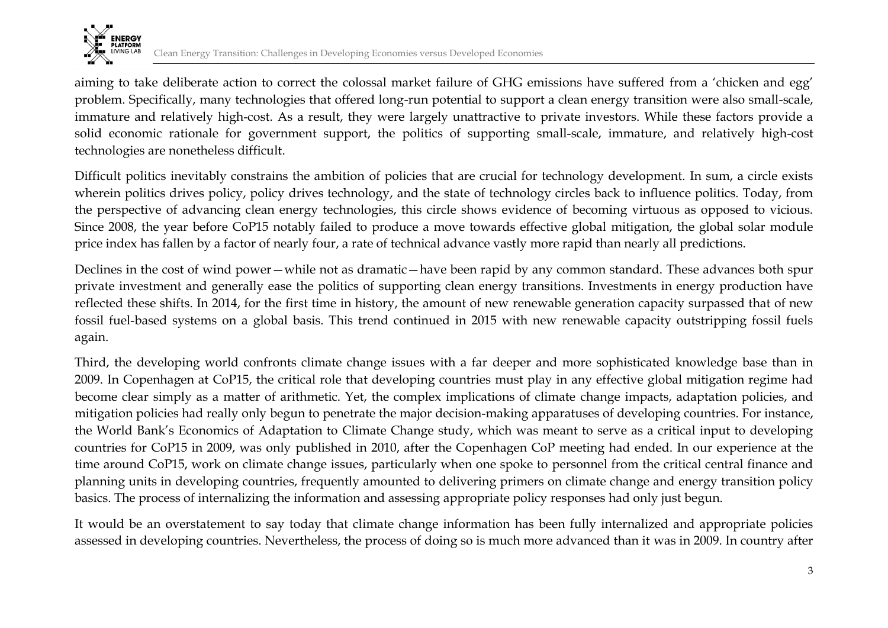aiming to take deliberate action to correct the colossal market failure of GHG emissions have suffered from a 'chicken and egg' problem. Specifically, many technologies that offered long-run potential to support a clean energy transition were also small-scale, immature and relatively high-cost. As a result, they were largely unattractive to private investors. While these factors provide a solid economic rationale for government support, the politics of supporting small-scale, immature, and relatively high-cost technologies are nonetheless difficult.

Difficult politics inevitably constrains the ambition of policies that are crucial for technology development. In sum, a circle exists wherein politics drives policy, policy drives technology, and the state of technology circles back to influence politics. Today, from the perspective of advancing clean energy technologies, this circle shows evidence of becoming virtuous as opposed to vicious. Since 2008, the year before CoP15 notably failed to produce a move towards effective global mitigation, the global solar module price index has fallen by a factor of nearly four, a rate of technical advance vastly more rapid than nearly all predictions.

Declines in the cost of wind power—while not as dramatic—have been rapid by any common standard. These advances both spur private investment and generally ease the politics of supporting clean energy transitions. Investments in energy production have reflected these shifts. In 2014, for the first time in history, the amount of new renewable generation capacity surpassed that of new fossil fuel-based systems on a global basis. This trend continued in 2015 with new renewable capacity outstripping fossil fuels again.

Third, the developing world confronts climate change issues with a far deeper and more sophisticated knowledge base than in 2009. In Copenhagen at CoP15, the critical role that developing countries must play in any effective global mitigation regime had become clear simply as a matter of arithmetic. Yet, the complex implications of climate change impacts, adaptation policies, and mitigation policies had really only begun to penetrate the major decision-making apparatuses of developing countries. For instance, the World Bank's Economics of Adaptation to Climate Change study, which was meant to serve as a critical input to developing countries for CoP15 in 2009, was only published in 2010, after the Copenhagen CoP meeting had ended. In our experience at the time around CoP15, work on climate change issues, particularly when one spoke to personnel from the critical central finance and planning units in developing countries, frequently amounted to delivering primers on climate change and energy transition policy basics. The process of internalizing the information and assessing appropriate policy responses had only just begun.

It would be an overstatement to say today that climate change information has been fully internalized and appropriate policies assessed in developing countries. Nevertheless, the process of doing so is much more advanced than it was in 2009. In country after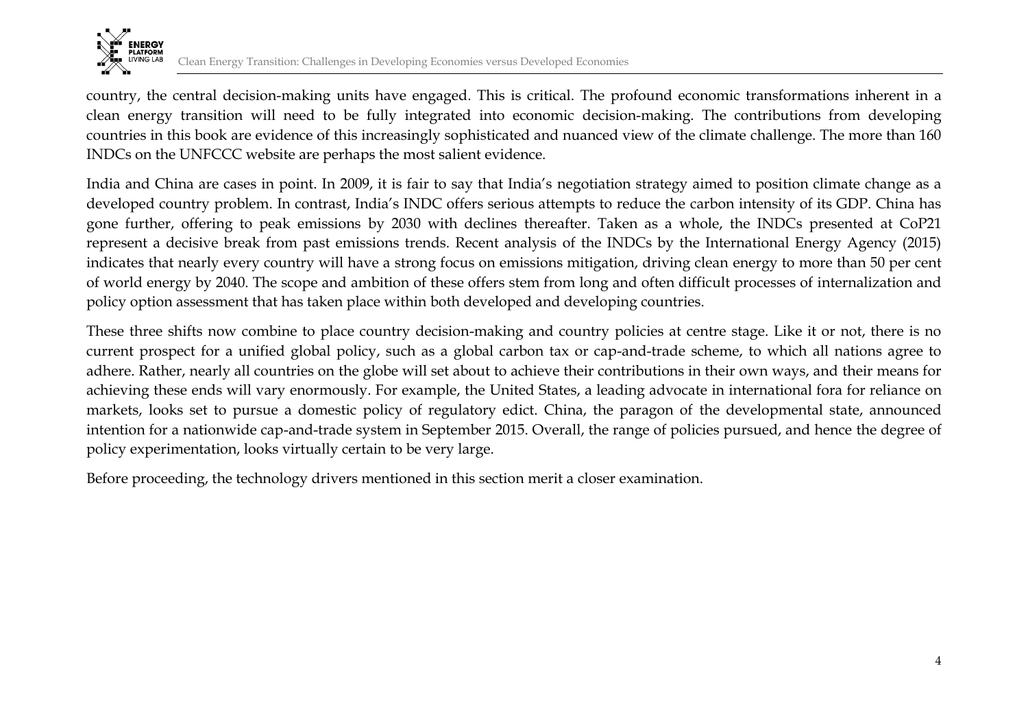country, the central decision-making units have engaged. This is critical. The profound economic transformations inherent in a clean energy transition will need to be fully integrated into economic decision-making. The contributions from developing countries in this book are evidence of this increasingly sophisticated and nuanced view of the climate challenge. The more than 160 INDCs on the UNFCCC website are perhaps the most salient evidence.

India and China are cases in point. In 2009, it is fair to say that India's negotiation strategy aimed to position climate change as a developed country problem. In contrast, India's INDC offers serious attempts to reduce the carbon intensity of its GDP. China has gone further, offering to peak emissions by 2030 with declines thereafter. Taken as a whole, the INDCs presented at CoP21 represent a decisive break from past emissions trends. Recent analysis of the INDCs by the International Energy Agency (2015) indicates that nearly every country will have a strong focus on emissions mitigation, driving clean energy to more than 50 per cent of world energy by 2040. The scope and ambition of these offers stem from long and often difficult processes of internalization and policy option assessment that has taken place within both developed and developing countries.

These three shifts now combine to place country decision-making and country policies at centre stage. Like it or not, there is no current prospect for a unified global policy, such as a global carbon tax or cap-and-trade scheme, to which all nations agree to adhere. Rather, nearly all countries on the globe will set about to achieve their contributions in their own ways, and their means for achieving these ends will vary enormously. For example, the United States, a leading advocate in international fora for reliance on markets, looks set to pursue a domestic policy of regulatory edict. China, the paragon of the developmental state, announced intention for a nationwide cap-and-trade system in September 2015. Overall, the range of policies pursued, and hence the degree of policy experimentation, looks virtually certain to be very large.

Before proceeding, the technology drivers mentioned in this section merit a closer examination.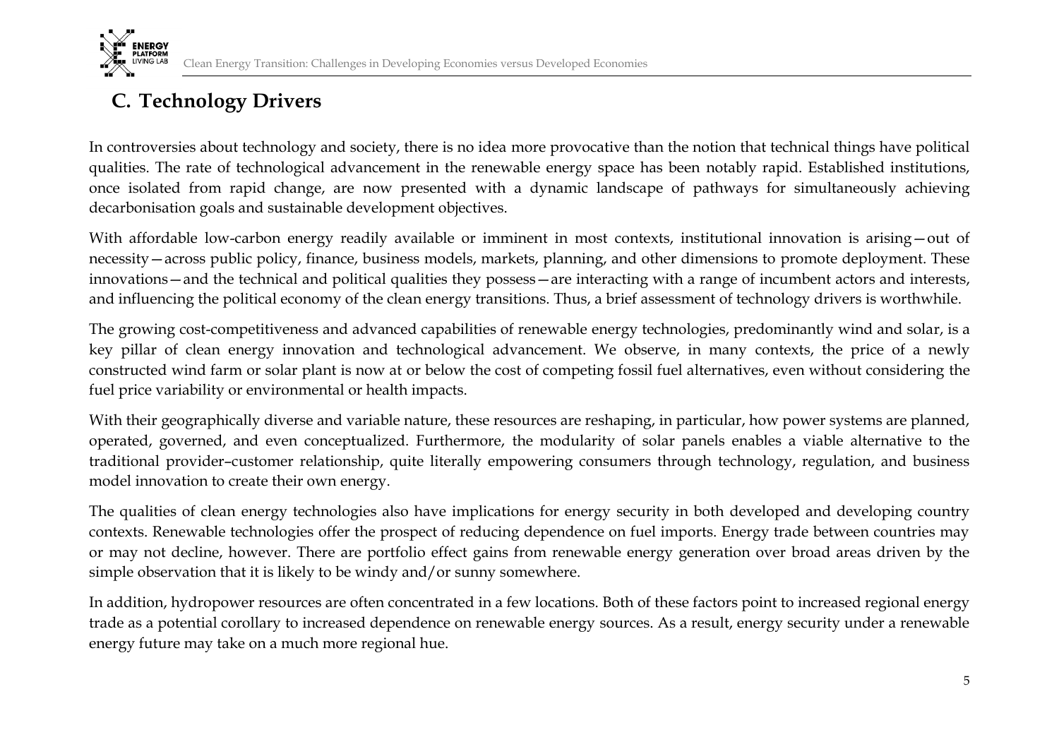## C. Technology Drivers

In controversies about technology and society, there is no idea more provocative than the notion that technical things have political qualities. The rate of technological advancement in the renewable energy space has been notably rapid. Established institutions, once isolated from rapid change, are now presented with a dynamic landscape of pathways for simultaneously achieving decarbonisation goals and sustainable development objectives.

With affordable low-carbon energy readily available or imminent in most contexts, institutional innovation is arising—out of necessity—across public policy, finance, business models, markets, planning, and other dimensions to promote deployment. These innovations—and the technical and political qualities they possess—are interacting with a range of incumbent actors and interests, and influencing the political economy of the clean energy transitions. Thus, a brief assessment of technology drivers is worthwhile.

The growing cost-competitiveness and advanced capabilities of renewable energy technologies, predominantly wind and solar, is a key pillar of clean energy innovation and technological advancement. We observe, in many contexts, the price of a newly constructed wind farm or solar plant is now at or below the cost of competing fossil fuel alternatives, even without considering the fuel price variability or environmental or health impacts.

With their geographically diverse and variable nature, these resources are reshaping, in particular, how power systems are planned, operated, governed, and even conceptualized. Furthermore, the modularity of solar panels enables a viable alternative to the traditional provider–customer relationship, quite literally empowering consumers through technology, regulation, and business model innovation to create their own energy.

The qualities of clean energy technologies also have implications for energy security in both developed and developing country contexts. Renewable technologies offer the prospect of reducing dependence on fuel imports. Energy trade between countries may or may not decline, however. There are portfolio effect gains from renewable energy generation over broad areas driven by the simple observation that it is likely to be windy and/or sunny somewhere.

In addition, hydropower resources are often concentrated in a few locations. Both of these factors point to increased regional energy trade as a potential corollary to increased dependence on renewable energy sources. As a result, energy security under a renewable energy future may take on a much more regional hue.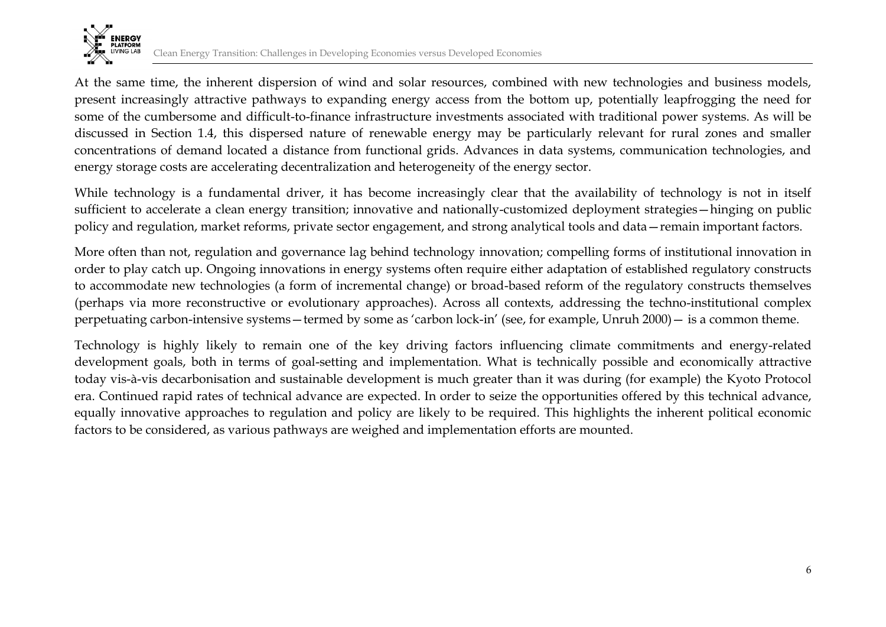At the same time, the inherent dispersion of wind and solar resources, combined with new technologies and business models, present increasingly attractive pathways to expanding energy access from the bottom up, potentially leapfrogging the need for some of the cumbersome and difficult-to-finance infrastructure investments associated with traditional power systems. As will be discussed in Section 1.4, this dispersed nature of renewable energy may be particularly relevant for rural zones and smaller concentrations of demand located a distance from functional grids. Advances in data systems, communication technologies, and energy storage costs are accelerating decentralization and heterogeneity of the energy sector.

While technology is a fundamental driver, it has become increasingly clear that the availability of technology is not in itself sufficient to accelerate a clean energy transition; innovative and nationally-customized deployment strategies—hinging on public policy and regulation, market reforms, private sector engagement, and strong analytical tools and data—remain important factors.

More often than not, regulation and governance lag behind technology innovation; compelling forms of institutional innovation in order to play catch up. Ongoing innovations in energy systems often require either adaptation of established regulatory constructs to accommodate new technologies (a form of incremental change) or broad-based reform of the regulatory constructs themselves (perhaps via more reconstructive or evolutionary approaches). Across all contexts, addressing the techno-institutional complex perpetuating carbon-intensive systems—termed by some as 'carbon lock-in' (see, for example, Unruh 2000)— is a common theme.

Technology is highly likely to remain one of the key driving factors influencing climate commitments and energy-related development goals, both in terms of goal-setting and implementation. What is technically possible and economically attractive today vis-à-vis decarbonisation and sustainable development is much greater than it was during (for example) the Kyoto Protocol era. Continued rapid rates of technical advance are expected. In order to seize the opportunities offered by this technical advance, equally innovative approaches to regulation and policy are likely to be required. This highlights the inherent political economic factors to be considered, as various pathways are weighed and implementation efforts are mounted.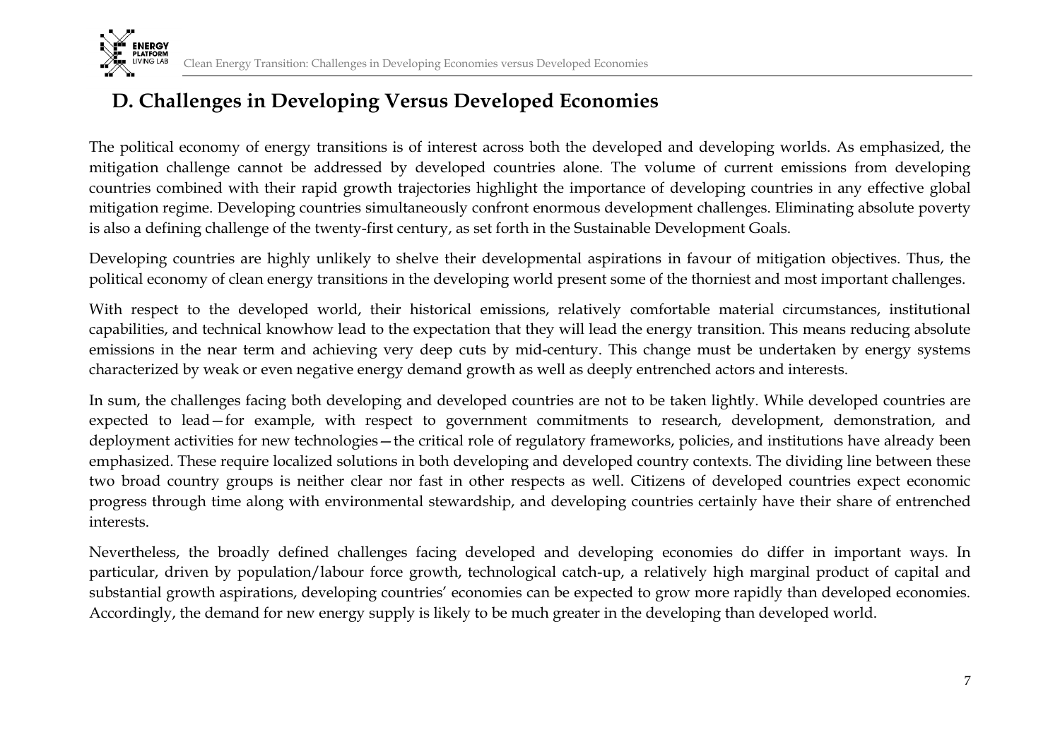## D. Challenges in Developing Versus Developed Economies

The political economy of energy transitions is of interest across both the developed and developing worlds. As emphasized, the mitigation challenge cannot be addressed by developed countries alone. The volume of current emissions from developing countries combined with their rapid growth trajectories highlight the importance of developing countries in any effective global mitigation regime. Developing countries simultaneously confront enormous development challenges. Eliminating absolute poverty is also a defining challenge of the twenty-first century, as set forth in the Sustainable Development Goals.

Developing countries are highly unlikely to shelve their developmental aspirations in favour of mitigation objectives. Thus, the political economy of clean energy transitions in the developing world present some of the thorniest and most important challenges.

With respect to the developed world, their historical emissions, relatively comfortable material circumstances, institutional capabilities, and technical knowhow lead to the expectation that they will lead the energy transition. This means reducing absolute emissions in the near term and achieving very deep cuts by mid-century. This change must be undertaken by energy systems characterized by weak or even negative energy demand growth as well as deeply entrenched actors and interests.

In sum, the challenges facing both developing and developed countries are not to be taken lightly. While developed countries are expected to lead—for example, with respect to government commitments to research, development, demonstration, and deployment activities for new technologies—the critical role of regulatory frameworks, policies, and institutions have already been emphasized. These require localized solutions in both developing and developed country contexts. The dividing line between these two broad country groups is neither clear nor fast in other respects as well. Citizens of developed countries expect economic progress through time along with environmental stewardship, and developing countries certainly have their share of entrenched interests.

Nevertheless, the broadly defined challenges facing developed and developing economies do differ in important ways. In particular, driven by population/labour force growth, technological catch-up, a relatively high marginal product of capital and substantial growth aspirations, developing countries' economies can be expected to grow more rapidly than developed economies. Accordingly, the demand for new energy supply is likely to be much greater in the developing than developed world.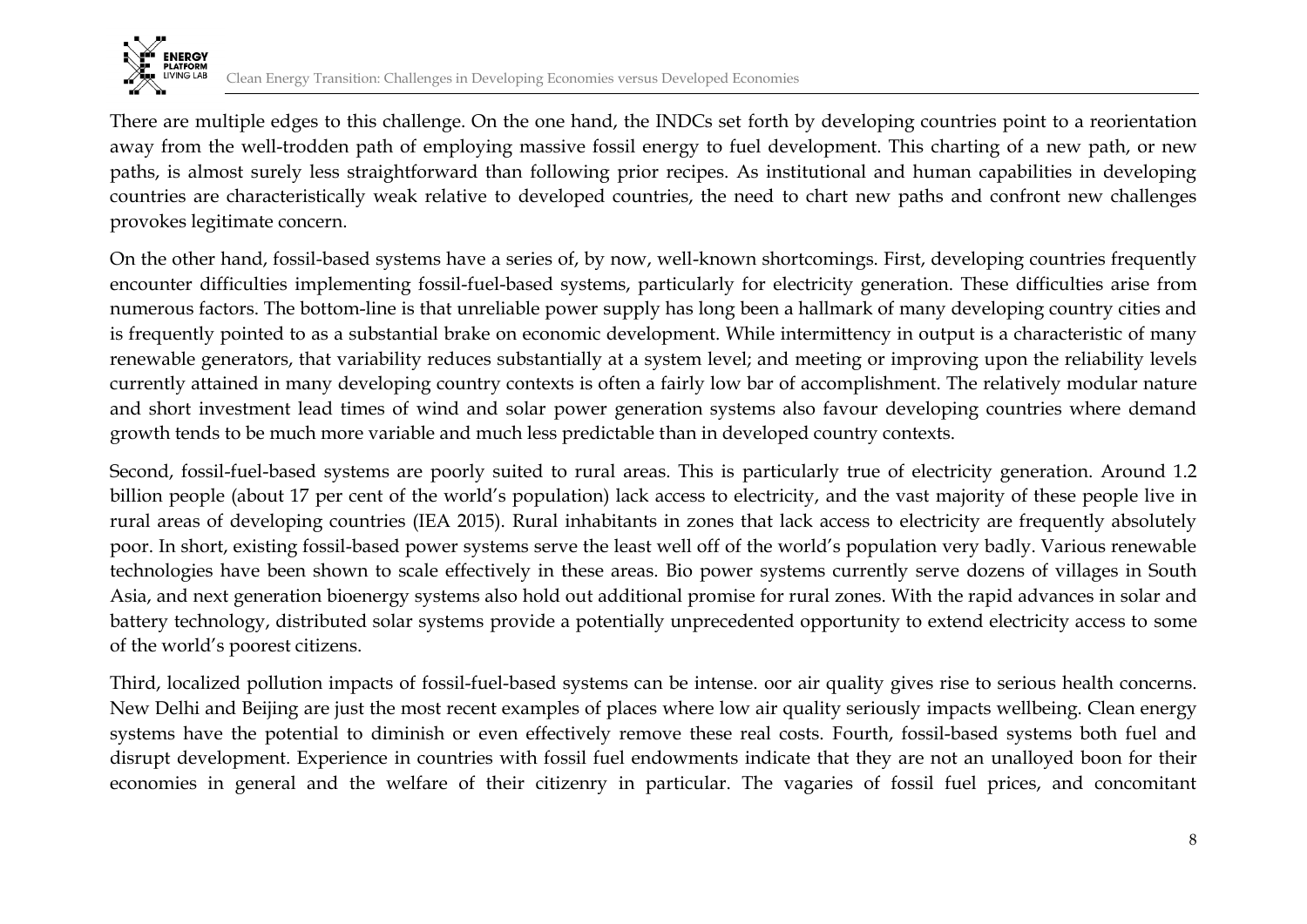There are multiple edges to this challenge. On the one hand, the INDCs set forth by developing countries point to a reorientation away from the well-trodden path of employing massive fossil energy to fuel development. This charting of a new path, or new paths, is almost surely less straightforward than following prior recipes. As institutional and human capabilities in developing countries are characteristically weak relative to developed countries, the need to chart new paths and confront new challenges provokes legitimate concern.

On the other hand, fossil-based systems have a series of, by now, well-known shortcomings. First, developing countries frequently encounter difficulties implementing fossil-fuel-based systems, particularly for electricity generation. These difficulties arise from numerous factors. The bottom-line is that unreliable power supply has long been a hallmark of many developing country cities and is frequently pointed to as a substantial brake on economic development. While intermittency in output is a characteristic of many renewable generators, that variability reduces substantially at a system level; and meeting or improving upon the reliability levels currently attained in many developing country contexts is often a fairly low bar of accomplishment. The relatively modular nature and short investment lead times of wind and solar power generation systems also favour developing countries where demand growth tends to be much more variable and much less predictable than in developed country contexts.

Second, fossil-fuel-based systems are poorly suited to rural areas. This is particularly true of electricity generation. Around 1.2 billion people (about 17 per cent of the world's population) lack access to electricity, and the vast majority of these people live in rural areas of developing countries (IEA 2015). Rural inhabitants in zones that lack access to electricity are frequently absolutely poor. In short, existing fossil-based power systems serve the least well off of the world's population very badly. Various renewable technologies have been shown to scale effectively in these areas. Bio power systems currently serve dozens of villages in South Asia, and next generation bioenergy systems also hold out additional promise for rural zones. With the rapid advances in solar and battery technology, distributed solar systems provide a potentially unprecedented opportunity to extend electricity access to some of the world's poorest citizens.

Third, localized pollution impacts of fossil-fuel-based systems can be intense. oor air quality gives rise to serious health concerns. New Delhi and Beijing are just the most recent examples of places where low air quality seriously impacts wellbeing. Clean energy systems have the potential to diminish or even effectively remove these real costs. Fourth, fossil-based systems both fuel and disrupt development. Experience in countries with fossil fuel endowments indicate that they are not an unalloyed boon for their economies in general and the welfare of their citizenry in particular. The vagaries of fossil fuel prices, and concomitant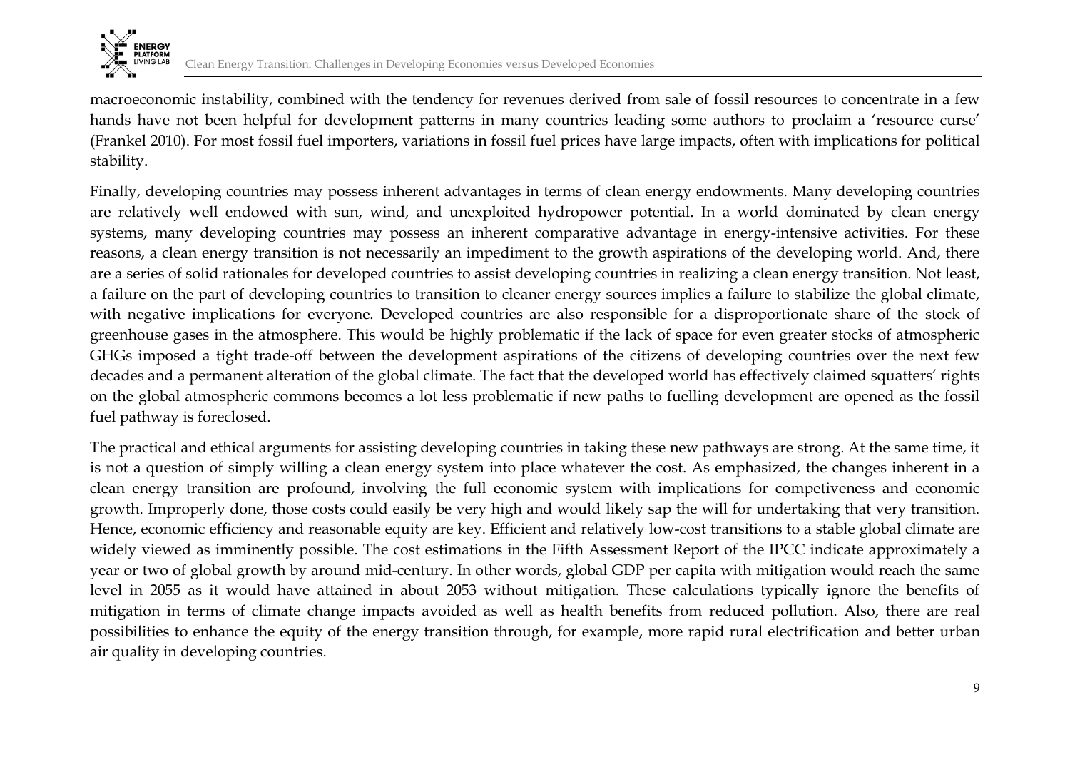macroeconomic instability, combined with the tendency for revenues derived from sale of fossil resources to concentrate in a few hands have not been helpful for development patterns in many countries leading some authors to proclaim a 'resource curse' (Frankel 2010). For most fossil fuel importers, variations in fossil fuel prices have large impacts, often with implications for political stability.

Finally, developing countries may possess inherent advantages in terms of clean energy endowments. Many developing countries are relatively well endowed with sun, wind, and unexploited hydropower potential. In a world dominated by clean energy systems, many developing countries may possess an inherent comparative advantage in energy-intensive activities. For these reasons, a clean energy transition is not necessarily an impediment to the growth aspirations of the developing world. And, there are a series of solid rationales for developed countries to assist developing countries in realizing a clean energy transition. Not least, a failure on the part of developing countries to transition to cleaner energy sources implies a failure to stabilize the global climate, with negative implications for everyone. Developed countries are also responsible for a disproportionate share of the stock of greenhouse gases in the atmosphere. This would be highly problematic if the lack of space for even greater stocks of atmospheric GHGs imposed a tight trade-off between the development aspirations of the citizens of developing countries over the next few decades and a permanent alteration of the global climate. The fact that the developed world has effectively claimed squatters' rights on the global atmospheric commons becomes a lot less problematic if new paths to fuelling development are opened as the fossil fuel pathway is foreclosed.

The practical and ethical arguments for assisting developing countries in taking these new pathways are strong. At the same time, it is not a question of simply willing a clean energy system into place whatever the cost. As emphasized, the changes inherent in a clean energy transition are profound, involving the full economic system with implications for competiveness and economic growth. Improperly done, those costs could easily be very high and would likely sap the will for undertaking that very transition. Hence, economic efficiency and reasonable equity are key. Efficient and relatively low-cost transitions to a stable global climate are widely viewed as imminently possible. The cost estimations in the Fifth Assessment Report of the IPCC indicate approximately a year or two of global growth by around mid-century. In other words, global GDP per capita with mitigation would reach the same level in 2055 as it would have attained in about 2053 without mitigation. These calculations typically ignore the benefits of mitigation in terms of climate change impacts avoided as well as health benefits from reduced pollution. Also, there are real possibilities to enhance the equity of the energy transition through, for example, more rapid rural electrification and better urban air quality in developing countries.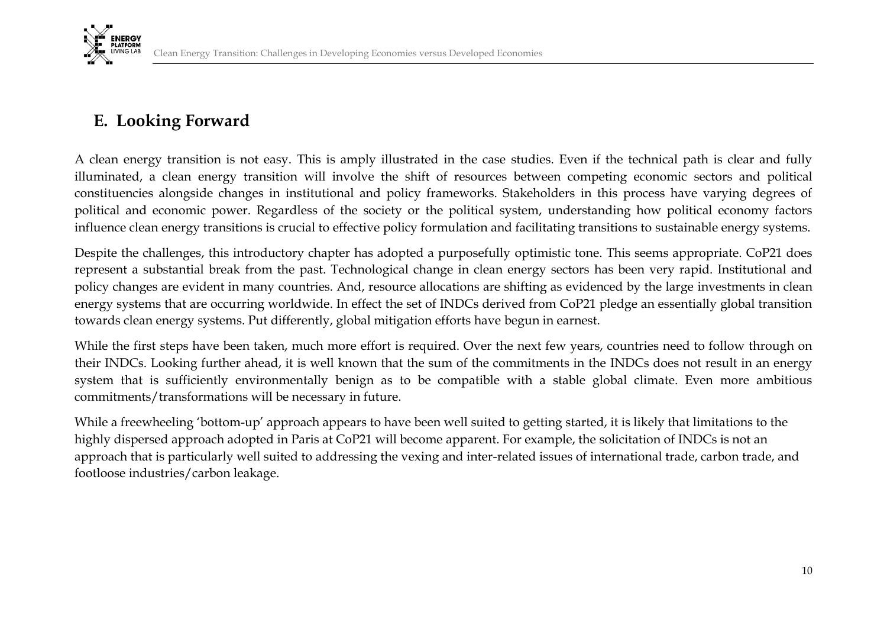## E. Looking Forward

A clean energy transition is not easy. This is amply illustrated in the case studies. Even if the technical path is clear and fully illuminated, a clean energy transition will involve the shift of resources between competing economic sectors and political constituencies alongside changes in institutional and policy frameworks. Stakeholders in this process have varying degrees of political and economic power. Regardless of the society or the political system, understanding how political economy factors influence clean energy transitions is crucial to effective policy formulation and facilitating transitions to sustainable energy systems.

Despite the challenges, this introductory chapter has adopted a purposefully optimistic tone. This seems appropriate. CoP21 does represent a substantial break from the past. Technological change in clean energy sectors has been very rapid. Institutional and policy changes are evident in many countries. And, resource allocations are shifting as evidenced by the large investments in clean energy systems that are occurring worldwide. In effect the set of INDCs derived from CoP21 pledge an essentially global transition towards clean energy systems. Put differently, global mitigation efforts have begun in earnest.

While the first steps have been taken, much more effort is required. Over the next few years, countries need to follow through on their INDCs. Looking further ahead, it is well known that the sum of the commitments in the INDCs does not result in an energy system that is sufficiently environmentally benign as to be compatible with a stable global climate. Even more ambitious commitments/transformations will be necessary in future.

While a freewheeling 'bottom-up' approach appears to have been well suited to getting started, it is likely that limitations to the highly dispersed approach adopted in Paris at CoP21 will become apparent. For example, the solicitation of INDCs is not an approach that is particularly well suited to addressing the vexing and inter-related issues of international trade, carbon trade, and footloose industries/carbon leakage.